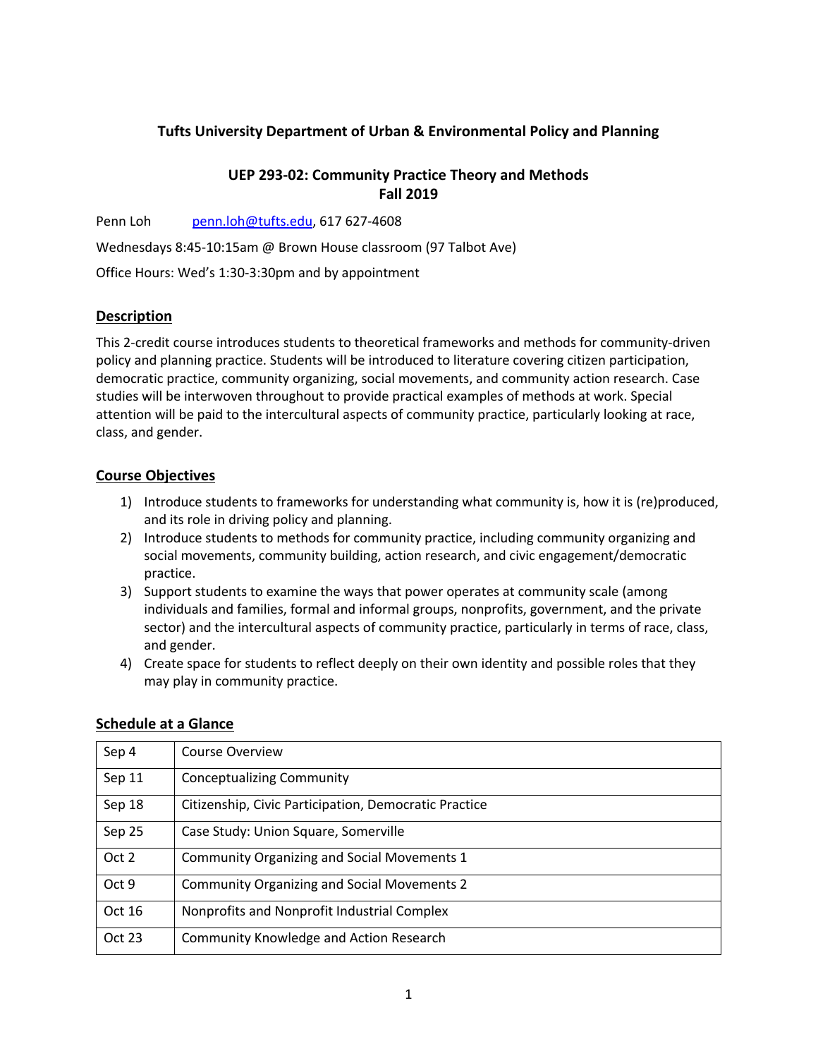**Tufts University Department of Urban & Environmental Policy and Planning**

**UEP 293-02: Community Practice Theory and Methods**
**Fall 2019**

Penn Loh penn.loh@tufts.edu, 617 627-4608

Wednesdays 8:45-10:15am @ Brown House classroom (97 Talbot Ave)

Office Hours: Wed's 1:30-3:30pm and by appointment

## Description

This 2-credit course introduces students to theoretical frameworks and methods for community-driven policy and planning practice. Students will be introduced to literature covering citizen participation, democratic practice, community organizing, social movements, and community action research. Case studies will be interwoven throughout to provide practical examples of methods at work. Special attention will be paid to the intercultural aspects of community practice, particularly looking at race, class, and gender.

## Course Objectives

1) Introduce students to frameworks for understanding what community is, how it is (re)produced, and its role in driving policy and planning.
2) Introduce students to methods for community practice, including community organizing and social movements, community building, action research, and civic engagement/democratic practice.
3) Support students to examine the ways that power operates at community scale (among individuals and families, formal and informal groups, nonprofits, government, and the private sector) and the intercultural aspects of community practice, particularly in terms of race, class, and gender.
4) Create space for students to reflect deeply on their own identity and possible roles that they may play in community practice.

## Schedule at a Glance

| | |
|---|---|
| Sep 4 | Course Overview |
| Sep 11 | Conceptualizing Community |
| Sep 18 | Citizenship, Civic Participation, Democratic Practice |
| Sep 25 | Case Study: Union Square, Somerville |
| Oct 2 | Community Organizing and Social Movements 1 |
| Oct 9 | Community Organizing and Social Movements 2 |
| Oct 16 | Nonprofits and Nonprofit Industrial Complex |
| Oct 23 | Community Knowledge and Action Research |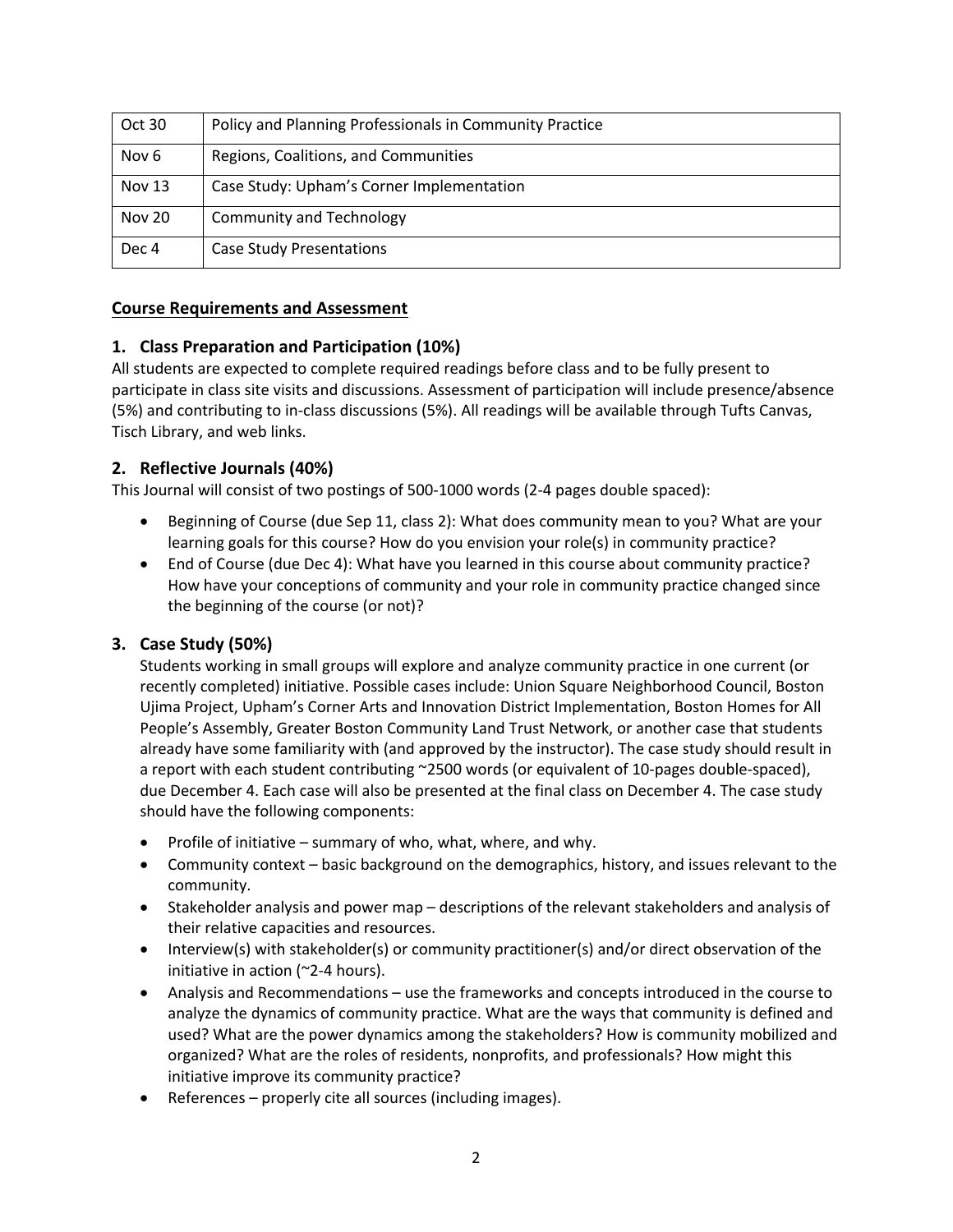| Oct 30 | Policy and Planning Professionals in Community Practice |
|---|---|
| Nov 6 | Regions, Coalitions, and Communities |
| Nov 13 | Case Study: Upham's Corner Implementation |
| Nov 20 | Community and Technology |
| Dec 4 | Case Study Presentations |

## Course Requirements and Assessment

### 1. Class Preparation and Participation (10%)

All students are expected to complete required readings before class and to be fully present to participate in class site visits and discussions. Assessment of participation will include presence/absence (5%) and contributing to in-class discussions (5%). All readings will be available through Tufts Canvas, Tisch Library, and web links.

### 2. Reflective Journals (40%)

This Journal will consist of two postings of 500-1000 words (2-4 pages double spaced):

- Beginning of Course (due Sep 11, class 2): What does community mean to you? What are your learning goals for this course? How do you envision your role(s) in community practice?
- End of Course (due Dec 4): What have you learned in this course about community practice? How have your conceptions of community and your role in community practice changed since the beginning of the course (or not)?

### 3. Case Study (50%)

Students working in small groups will explore and analyze community practice in one current (or recently completed) initiative. Possible cases include: Union Square Neighborhood Council, Boston Ujima Project, Upham's Corner Arts and Innovation District Implementation, Boston Homes for All People's Assembly, Greater Boston Community Land Trust Network, or another case that students already have some familiarity with (and approved by the instructor). The case study should result in a report with each student contributing ~2500 words (or equivalent of 10-pages double-spaced), due December 4. Each case will also be presented at the final class on December 4. The case study should have the following components:

- Profile of initiative – summary of who, what, where, and why.
- Community context – basic background on the demographics, history, and issues relevant to the community.
- Stakeholder analysis and power map – descriptions of the relevant stakeholders and analysis of their relative capacities and resources.
- Interview(s) with stakeholder(s) or community practitioner(s) and/or direct observation of the initiative in action (~2-4 hours).
- Analysis and Recommendations – use the frameworks and concepts introduced in the course to analyze the dynamics of community practice. What are the ways that community is defined and used? What are the power dynamics among the stakeholders? How is community mobilized and organized? What are the roles of residents, nonprofits, and professionals? How might this initiative improve its community practice?
- References – properly cite all sources (including images).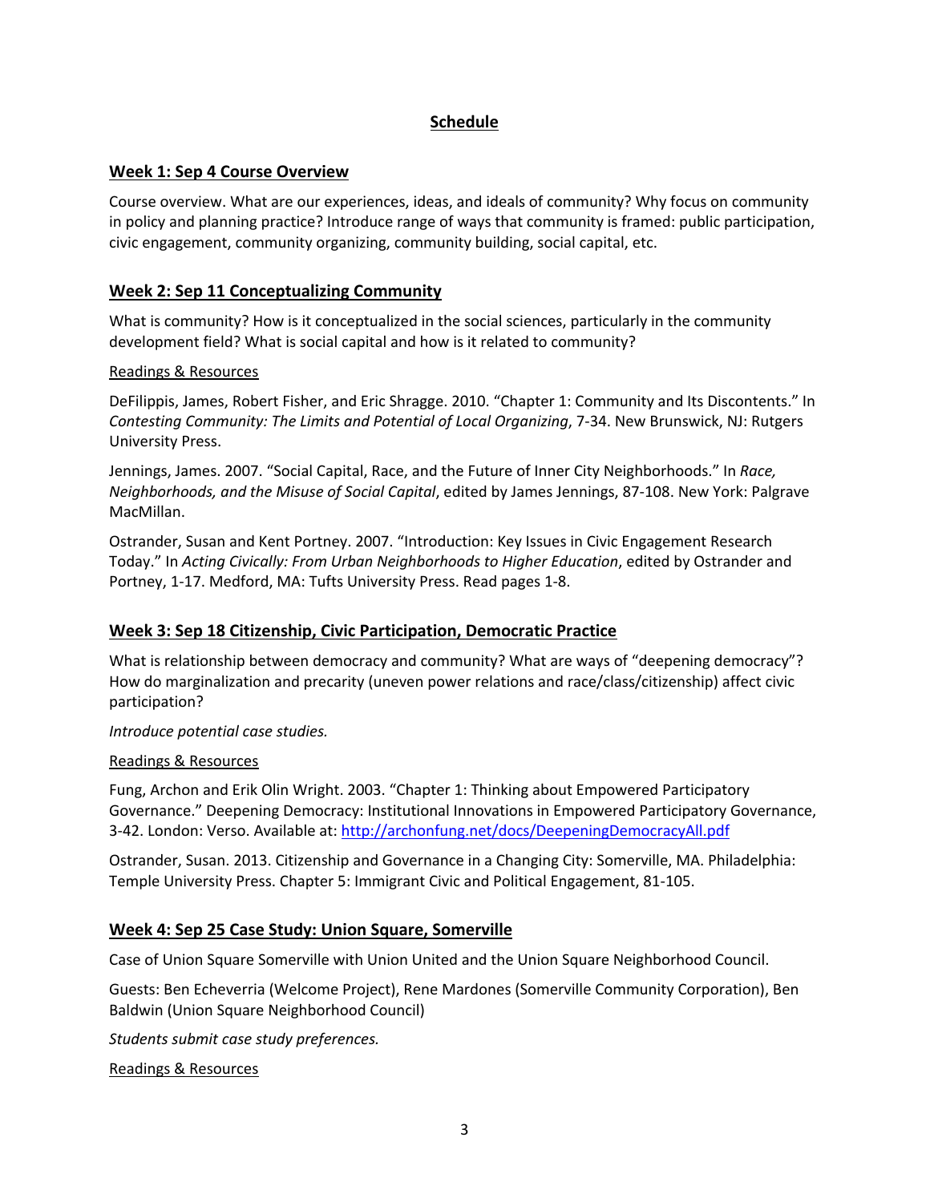## Schedule

### Week 1: Sep 4 Course Overview

Course overview. What are our experiences, ideas, and ideals of community? Why focus on community in policy and planning practice? Introduce range of ways that community is framed: public participation, civic engagement, community organizing, community building, social capital, etc.

### Week 2: Sep 11 Conceptualizing Community

What is community? How is it conceptualized in the social sciences, particularly in the community development field? What is social capital and how is it related to community?

Readings & Resources

DeFilippis, James, Robert Fisher, and Eric Shragge. 2010. "Chapter 1: Community and Its Discontents." In *Contesting Community: The Limits and Potential of Local Organizing*, 7-34. New Brunswick, NJ: Rutgers University Press.

Jennings, James. 2007. "Social Capital, Race, and the Future of Inner City Neighborhoods." In *Race, Neighborhoods, and the Misuse of Social Capital*, edited by James Jennings, 87-108. New York: Palgrave MacMillan.

Ostrander, Susan and Kent Portney. 2007. "Introduction: Key Issues in Civic Engagement Research Today." In *Acting Civically: From Urban Neighborhoods to Higher Education*, edited by Ostrander and Portney, 1-17. Medford, MA: Tufts University Press. Read pages 1-8.

### Week 3: Sep 18 Citizenship, Civic Participation, Democratic Practice

What is relationship between democracy and community? What are ways of "deepening democracy"? How do marginalization and precarity (uneven power relations and race/class/citizenship) affect civic participation?

*Introduce potential case studies.*

Readings & Resources

Fung, Archon and Erik Olin Wright. 2003. "Chapter 1: Thinking about Empowered Participatory Governance." Deepening Democracy: Institutional Innovations in Empowered Participatory Governance, 3-42. London: Verso. Available at: http://archonfung.net/docs/DeepeningDemocracyAll.pdf

Ostrander, Susan. 2013. Citizenship and Governance in a Changing City: Somerville, MA. Philadelphia: Temple University Press. Chapter 5: Immigrant Civic and Political Engagement, 81-105.

### Week 4: Sep 25 Case Study: Union Square, Somerville

Case of Union Square Somerville with Union United and the Union Square Neighborhood Council.

Guests: Ben Echeverria (Welcome Project), Rene Mardones (Somerville Community Corporation), Ben Baldwin (Union Square Neighborhood Council)

*Students submit case study preferences.*

Readings & Resources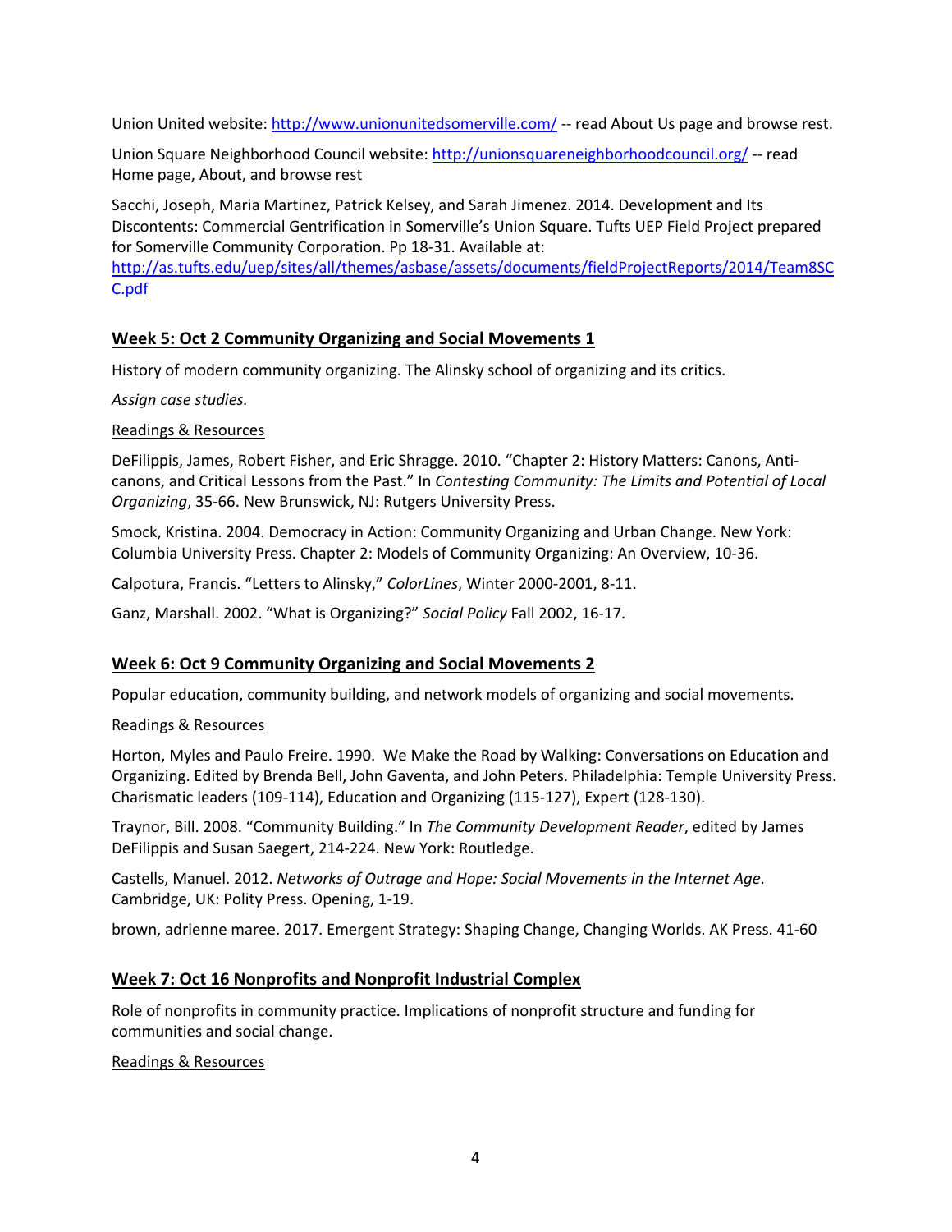Union United website: http://www.unionunitedsomerville.com/ -- read About Us page and browse rest.

Union Square Neighborhood Council website: http://unionsquareneighborhoodcouncil.org/ -- read Home page, About, and browse rest

Sacchi, Joseph, Maria Martinez, Patrick Kelsey, and Sarah Jimenez. 2014. Development and Its Discontents: Commercial Gentrification in Somerville's Union Square. Tufts UEP Field Project prepared for Somerville Community Corporation. Pp 18-31. Available at: http://as.tufts.edu/uep/sites/all/themes/asbase/assets/documents/fieldProjectReports/2014/Team8SCC.pdf

## Week 5: Oct 2 Community Organizing and Social Movements 1

History of modern community organizing. The Alinsky school of organizing and its critics.

*Assign case studies.*

Readings & Resources

DeFilippis, James, Robert Fisher, and Eric Shragge. 2010. "Chapter 2: History Matters: Canons, Anti-canons, and Critical Lessons from the Past." In *Contesting Community: The Limits and Potential of Local Organizing*, 35-66. New Brunswick, NJ: Rutgers University Press.

Smock, Kristina. 2004. Democracy in Action: Community Organizing and Urban Change. New York: Columbia University Press. Chapter 2: Models of Community Organizing: An Overview, 10-36.

Calpotura, Francis. "Letters to Alinsky," *ColorLines*, Winter 2000-2001, 8-11.

Ganz, Marshall. 2002. "What is Organizing?" *Social Policy* Fall 2002, 16-17.

## Week 6: Oct 9 Community Organizing and Social Movements 2

Popular education, community building, and network models of organizing and social movements.

Readings & Resources

Horton, Myles and Paulo Freire. 1990. We Make the Road by Walking: Conversations on Education and Organizing. Edited by Brenda Bell, John Gaventa, and John Peters. Philadelphia: Temple University Press. Charismatic leaders (109-114), Education and Organizing (115-127), Expert (128-130).

Traynor, Bill. 2008. "Community Building." In *The Community Development Reader*, edited by James DeFilippis and Susan Saegert, 214-224. New York: Routledge.

Castells, Manuel. 2012. *Networks of Outrage and Hope: Social Movements in the Internet Age*. Cambridge, UK: Polity Press. Opening, 1-19.

brown, adrienne maree. 2017. Emergent Strategy: Shaping Change, Changing Worlds. AK Press. 41-60

## Week 7: Oct 16 Nonprofits and Nonprofit Industrial Complex

Role of nonprofits in community practice. Implications of nonprofit structure and funding for communities and social change.

Readings & Resources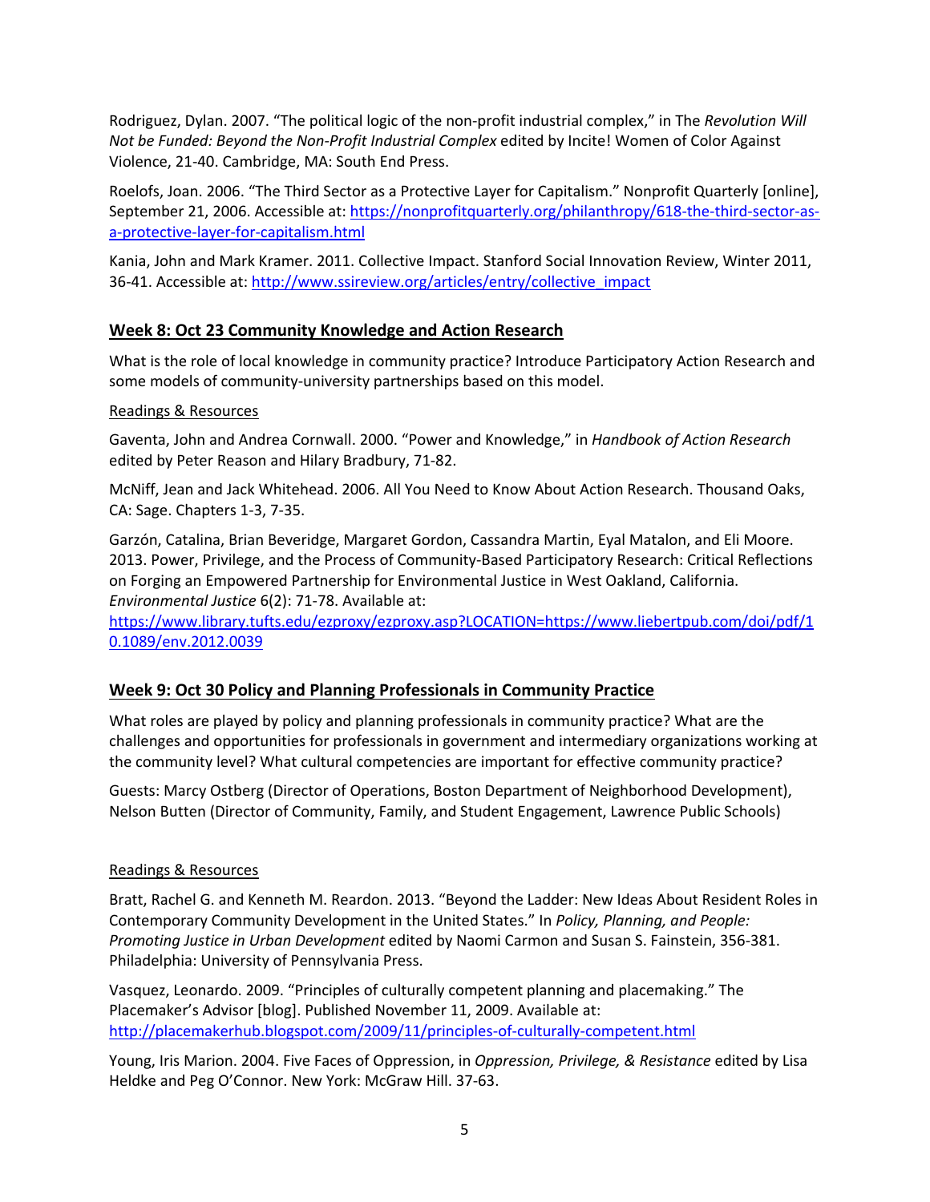Rodriguez, Dylan. 2007. "The political logic of the non-profit industrial complex," in The *Revolution Will Not be Funded: Beyond the Non-Profit Industrial Complex* edited by Incite! Women of Color Against Violence, 21-40. Cambridge, MA: South End Press.

Roelofs, Joan. 2006. "The Third Sector as a Protective Layer for Capitalism." Nonprofit Quarterly [online], September 21, 2006. Accessible at: https://nonprofitquarterly.org/philanthropy/618-the-third-sector-as-a-protective-layer-for-capitalism.html

Kania, John and Mark Kramer. 2011. Collective Impact. Stanford Social Innovation Review, Winter 2011, 36-41. Accessible at: http://www.ssireview.org/articles/entry/collective_impact

## Week 8: Oct 23 Community Knowledge and Action Research

What is the role of local knowledge in community practice? Introduce Participatory Action Research and some models of community-university partnerships based on this model.

Readings & Resources

Gaventa, John and Andrea Cornwall. 2000. "Power and Knowledge," in *Handbook of Action Research* edited by Peter Reason and Hilary Bradbury, 71-82.

McNiff, Jean and Jack Whitehead. 2006. All You Need to Know About Action Research. Thousand Oaks, CA: Sage. Chapters 1-3, 7-35.

Garzón, Catalina, Brian Beveridge, Margaret Gordon, Cassandra Martin, Eyal Matalon, and Eli Moore. 2013. Power, Privilege, and the Process of Community-Based Participatory Research: Critical Reflections on Forging an Empowered Partnership for Environmental Justice in West Oakland, California. *Environmental Justice* 6(2): 71-78. Available at: https://www.library.tufts.edu/ezproxy/ezproxy.asp?LOCATION=https://www.liebertpub.com/doi/pdf/10.1089/env.2012.0039

## Week 9: Oct 30 Policy and Planning Professionals in Community Practice

What roles are played by policy and planning professionals in community practice? What are the challenges and opportunities for professionals in government and intermediary organizations working at the community level? What cultural competencies are important for effective community practice?

Guests: Marcy Ostberg (Director of Operations, Boston Department of Neighborhood Development), Nelson Butten (Director of Community, Family, and Student Engagement, Lawrence Public Schools)

Readings & Resources

Bratt, Rachel G. and Kenneth M. Reardon. 2013. "Beyond the Ladder: New Ideas About Resident Roles in Contemporary Community Development in the United States." In *Policy, Planning, and People: Promoting Justice in Urban Development* edited by Naomi Carmon and Susan S. Fainstein, 356-381. Philadelphia: University of Pennsylvania Press.

Vasquez, Leonardo. 2009. "Principles of culturally competent planning and placemaking." The Placemaker's Advisor [blog]. Published November 11, 2009. Available at: http://placemakerhub.blogspot.com/2009/11/principles-of-culturally-competent.html

Young, Iris Marion. 2004. Five Faces of Oppression, in *Oppression, Privilege, & Resistance* edited by Lisa Heldke and Peg O'Connor. New York: McGraw Hill. 37-63.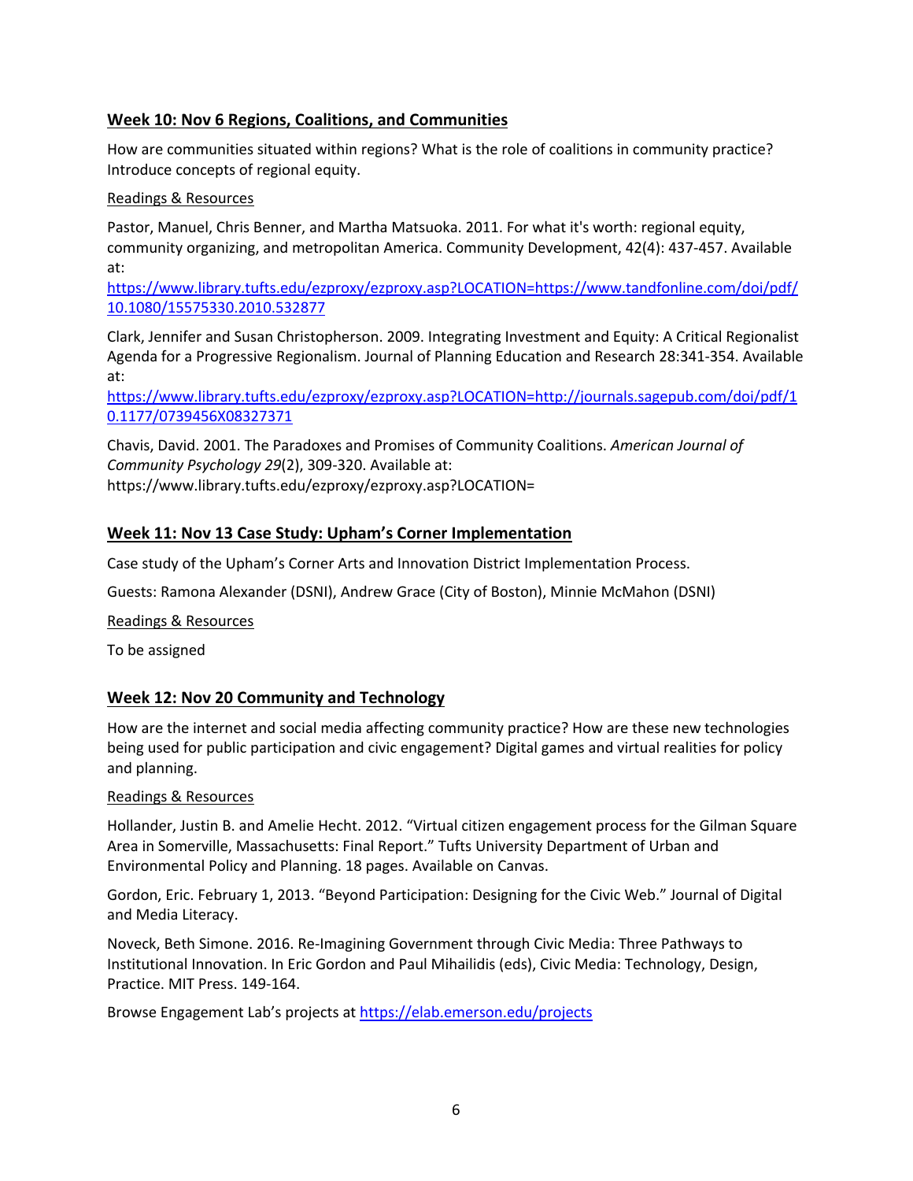### Week 10: Nov 6 Regions, Coalitions, and Communities

How are communities situated within regions? What is the role of coalitions in community practice? Introduce concepts of regional equity.

Readings & Resources

Pastor, Manuel, Chris Benner, and Martha Matsuoka. 2011. For what it's worth: regional equity, community organizing, and metropolitan America. Community Development, 42(4): 437-457. Available at: https://www.library.tufts.edu/ezproxy/ezproxy.asp?LOCATION=https://www.tandfonline.com/doi/pdf/10.1080/15575330.2010.532877

Clark, Jennifer and Susan Christopherson. 2009. Integrating Investment and Equity: A Critical Regionalist Agenda for a Progressive Regionalism. Journal of Planning Education and Research 28:341-354. Available at: https://www.library.tufts.edu/ezproxy/ezproxy.asp?LOCATION=http://journals.sagepub.com/doi/pdf/10.1177/0739456X08327371

Chavis, David. 2001. The Paradoxes and Promises of Community Coalitions. *American Journal of Community Psychology 29*(2), 309-320. Available at: https://www.library.tufts.edu/ezproxy/ezproxy.asp?LOCATION=

### Week 11: Nov 13 Case Study: Upham's Corner Implementation

Case study of the Upham's Corner Arts and Innovation District Implementation Process.

Guests: Ramona Alexander (DSNI), Andrew Grace (City of Boston), Minnie McMahon (DSNI)

Readings & Resources

To be assigned

### Week 12: Nov 20 Community and Technology

How are the internet and social media affecting community practice? How are these new technologies being used for public participation and civic engagement? Digital games and virtual realities for policy and planning.

Readings & Resources

Hollander, Justin B. and Amelie Hecht. 2012. "Virtual citizen engagement process for the Gilman Square Area in Somerville, Massachusetts: Final Report." Tufts University Department of Urban and Environmental Policy and Planning. 18 pages. Available on Canvas.

Gordon, Eric. February 1, 2013. "Beyond Participation: Designing for the Civic Web." Journal of Digital and Media Literacy.

Noveck, Beth Simone. 2016. Re-Imagining Government through Civic Media: Three Pathways to Institutional Innovation. In Eric Gordon and Paul Mihailidis (eds), Civic Media: Technology, Design, Practice. MIT Press. 149-164.

Browse Engagement Lab's projects at https://elab.emerson.edu/projects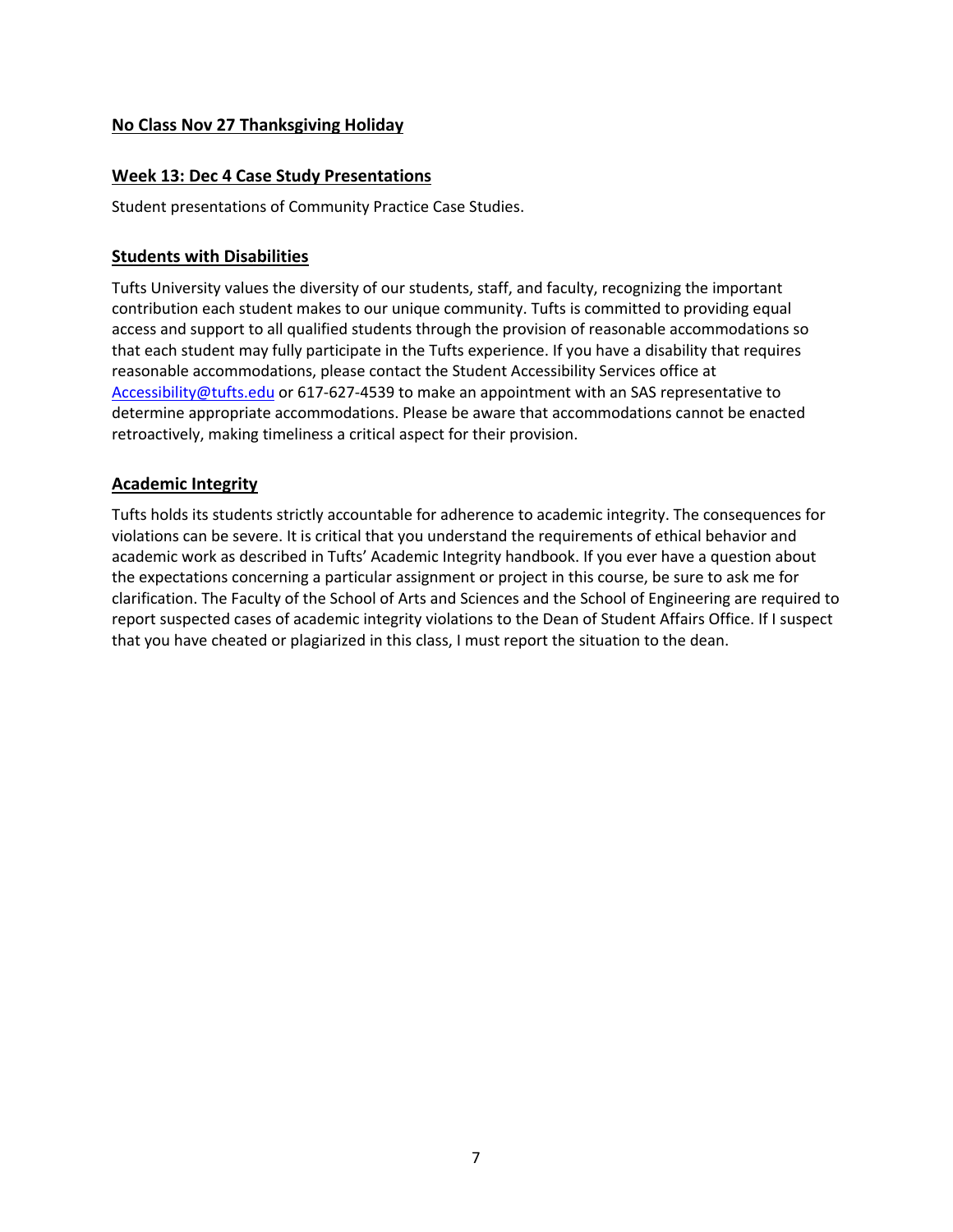**No Class Nov 27 Thanksgiving Holiday**

**Week 13: Dec 4 Case Study Presentations**

Student presentations of Community Practice Case Studies.

**Students with Disabilities**

Tufts University values the diversity of our students, staff, and faculty, recognizing the important contribution each student makes to our unique community. Tufts is committed to providing equal access and support to all qualified students through the provision of reasonable accommodations so that each student may fully participate in the Tufts experience. If you have a disability that requires reasonable accommodations, please contact the Student Accessibility Services office at Accessibility@tufts.edu or 617-627-4539 to make an appointment with an SAS representative to determine appropriate accommodations. Please be aware that accommodations cannot be enacted retroactively, making timeliness a critical aspect for their provision.

**Academic Integrity**

Tufts holds its students strictly accountable for adherence to academic integrity. The consequences for violations can be severe. It is critical that you understand the requirements of ethical behavior and academic work as described in Tufts' Academic Integrity handbook. If you ever have a question about the expectations concerning a particular assignment or project in this course, be sure to ask me for clarification. The Faculty of the School of Arts and Sciences and the School of Engineering are required to report suspected cases of academic integrity violations to the Dean of Student Affairs Office. If I suspect that you have cheated or plagiarized in this class, I must report the situation to the dean.